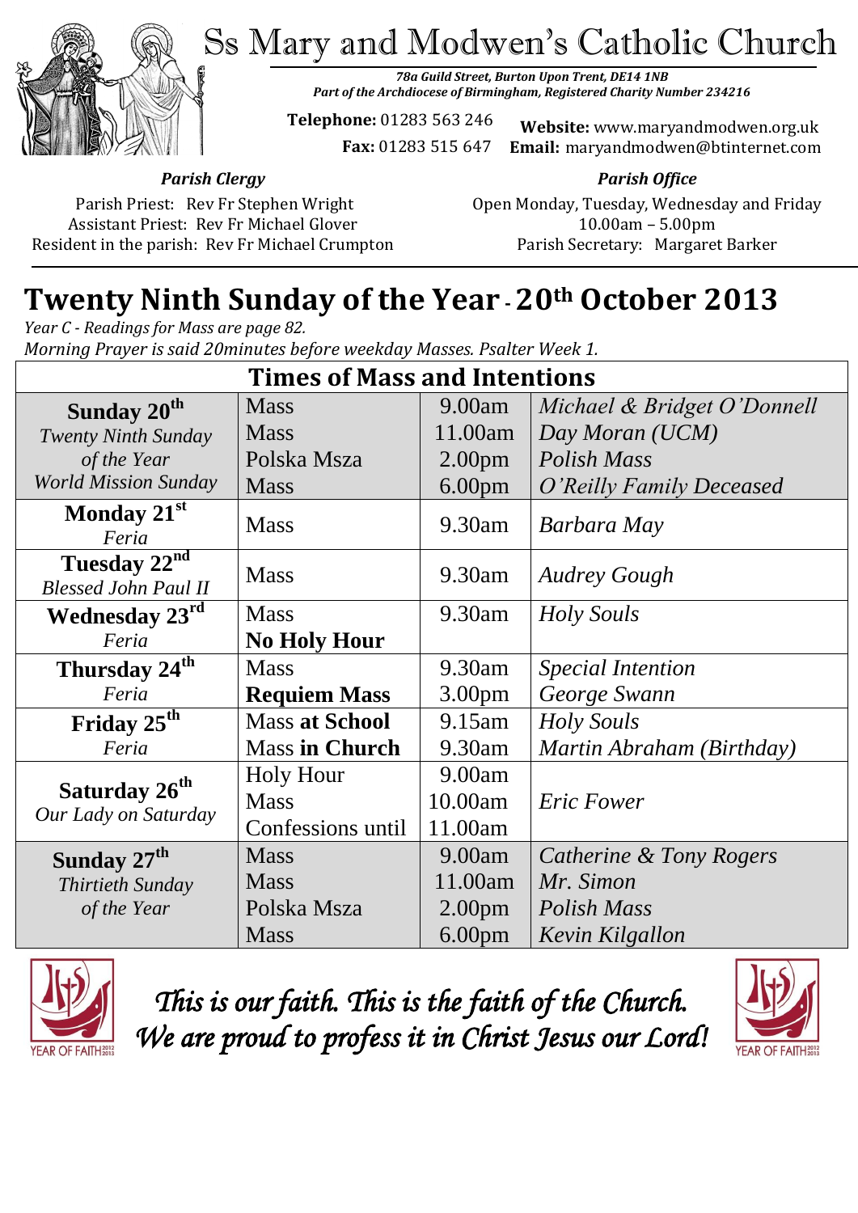# Ss Mary and Modwen's Catholic Church

***78a Guild Street, Burton Upon Trent, DE14 1NB***
***Part of the Archdiocese of Birmingham, Registered Charity Number 234216***

**Telephone:** 01283 563 246
**Fax:** 01283 515 647

**Website:** www.maryandmodwen.org.uk
**Email:** maryandmodwen@btinternet.com

***Parish Clergy***

Parish Priest: Rev Fr Stephen Wright
Assistant Priest: Rev Fr Michael Glover
Resident in the parish: Rev Fr Michael Crumpton

***Parish Office***

Open Monday, Tuesday, Wednesday and Friday
10.00am – 5.00pm
Parish Secretary: Margaret Barker

## Twenty Ninth Sunday of the Year - 20th October 2013

*Year C - Readings for Mass are page 82.*
*Morning Prayer is said 20minutes before weekday Masses. Psalter Week 1.*

| Times of Mass and Intentions | | | |
|---|---|---|---|
| **Sunday 20th** *Twenty Ninth Sunday of the Year World Mission Sunday* | Mass<br>Mass<br>Polska Msza<br>Mass | 9.00am<br>11.00am<br>2.00pm<br>6.00pm | *Michael & Bridget O'Donnell*<br>*Day Moran (UCM)*<br>*Polish Mass*<br>*O'Reilly Family Deceased* |
| **Monday 21st** *Feria* | Mass | 9.30am | *Barbara May* |
| **Tuesday 22nd** *Blessed John Paul II* | Mass | 9.30am | *Audrey Gough* |
| **Wednesday 23rd** *Feria* | Mass<br>**No Holy Hour** | 9.30am | *Holy Souls* |
| **Thursday 24th** *Feria* | Mass<br>**Requiem Mass** | 9.30am<br>3.00pm | *Special Intention*<br>*George Swann* |
| **Friday 25th** *Feria* | Mass **at School**<br>Mass **in Church** | 9.15am<br>9.30am | *Holy Souls*<br>*Martin Abraham (Birthday)* |
| **Saturday 26th** *Our Lady on Saturday* | Holy Hour<br>Mass<br>Confessions until | 9.00am<br>10.00am<br>11.00am | *Eric Fower* |
| **Sunday 27th** *Thirtieth Sunday of the Year* | Mass<br>Mass<br>Polska Msza<br>Mass | 9.00am<br>11.00am<br>2.00pm<br>6.00pm | *Catherine & Tony Rogers*<br>*Mr. Simon*<br>*Polish Mass*<br>*Kevin Kilgallon* |

*This is our faith. This is the faith of the Church.*
*We are proud to profess it in Christ Jesus our Lord!*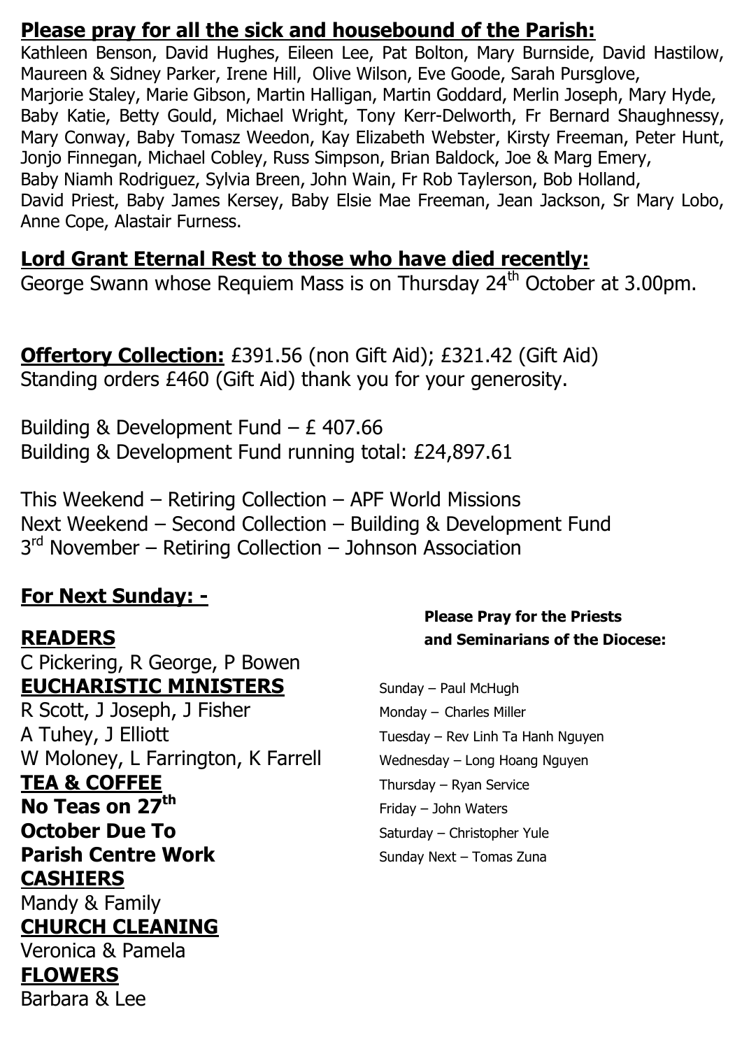## Please pray for all the sick and housebound of the Parish:

Kathleen Benson, David Hughes, Eileen Lee, Pat Bolton, Mary Burnside, David Hastilow, Maureen & Sidney Parker, Irene Hill, Olive Wilson, Eve Goode, Sarah Pursglove, Marjorie Staley, Marie Gibson, Martin Halligan, Martin Goddard, Merlin Joseph, Mary Hyde, Baby Katie, Betty Gould, Michael Wright, Tony Kerr-Delworth, Fr Bernard Shaughnessy, Mary Conway, Baby Tomasz Weedon, Kay Elizabeth Webster, Kirsty Freeman, Peter Hunt, Jonjo Finnegan, Michael Cobley, Russ Simpson, Brian Baldock, Joe & Marg Emery, Baby Niamh Rodriguez, Sylvia Breen, John Wain, Fr Rob Taylerson, Bob Holland, David Priest, Baby James Kersey, Baby Elsie Mae Freeman, Jean Jackson, Sr Mary Lobo, Anne Cope, Alastair Furness.

## Lord Grant Eternal Rest to those who have died recently:

George Swann whose Requiem Mass is on Thursday 24th October at 3.00pm.

**Offertory Collection:** £391.56 (non Gift Aid); £321.42 (Gift Aid) Standing orders £460 (Gift Aid) thank you for your generosity.

Building & Development Fund – £ 407.66
Building & Development Fund running total: £24,897.61

This Weekend – Retiring Collection – APF World Missions
Next Weekend – Second Collection – Building & Development Fund
3rd November – Retiring Collection – Johnson Association

## For Next Sunday: -

**READERS**
C Pickering, R George, P Bowen

**EUCHARISTIC MINISTERS**
R Scott, J Joseph, J Fisher
A Tuhey, J Elliott
W Moloney, L Farrington, K Farrell

**TEA & COFFEE**
**No Teas on 27th October Due To Parish Centre Work**

**CASHIERS**
Mandy & Family

**CHURCH CLEANING**
Veronica & Pamela

**FLOWERS**
Barbara & Lee

**Please Pray for the Priests and Seminarians of the Diocese:**

Sunday – Paul McHugh
Monday – Charles Miller
Tuesday – Rev Linh Ta Hanh Nguyen
Wednesday – Long Hoang Nguyen
Thursday – Ryan Service
Friday – John Waters
Saturday – Christopher Yule
Sunday Next – Tomas Zuna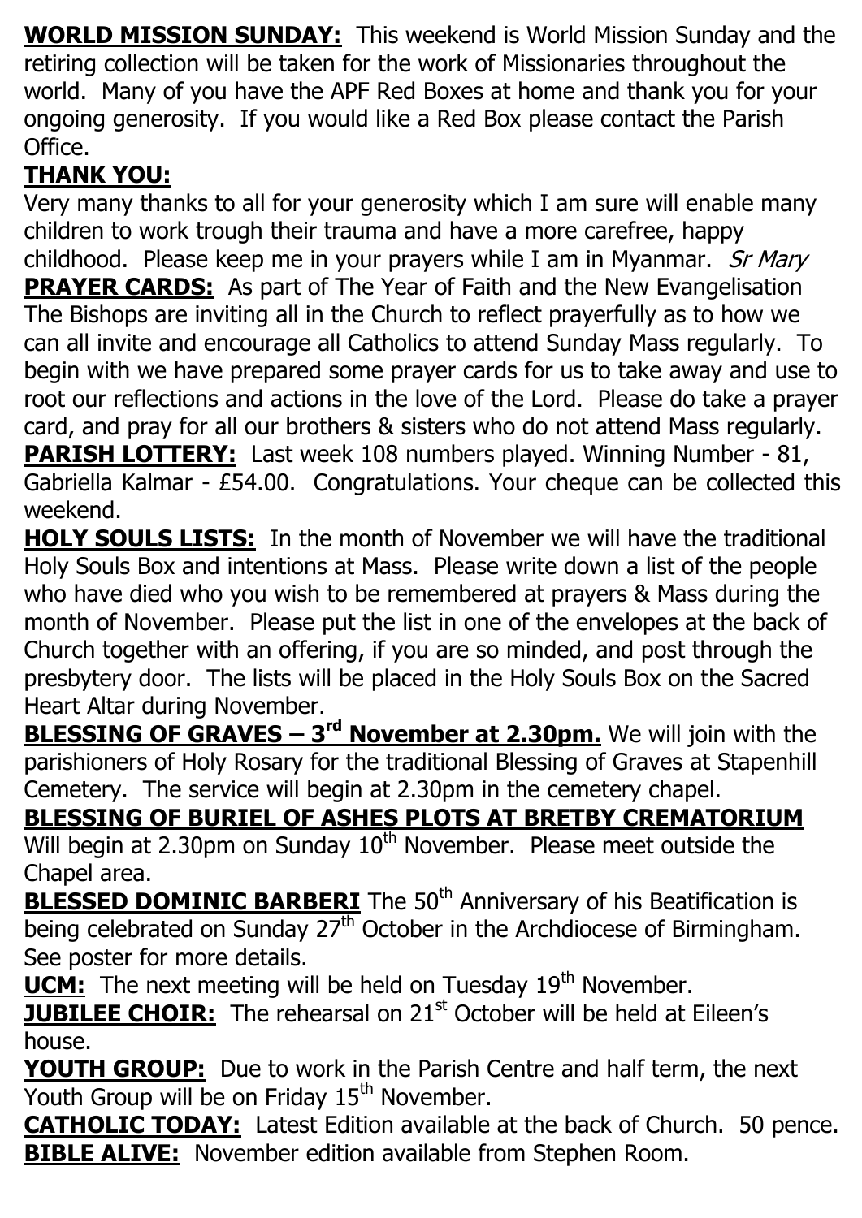**WORLD MISSION SUNDAY:** This weekend is World Mission Sunday and the retiring collection will be taken for the work of Missionaries throughout the world. Many of you have the APF Red Boxes at home and thank you for your ongoing generosity. If you would like a Red Box please contact the Parish Office.

**THANK YOU:**
Very many thanks to all for your generosity which I am sure will enable many children to work trough their trauma and have a more carefree, happy childhood. Please keep me in your prayers while I am in Myanmar. *Sr Mary*

**PRAYER CARDS:** As part of The Year of Faith and the New Evangelisation The Bishops are inviting all in the Church to reflect prayerfully as to how we can all invite and encourage all Catholics to attend Sunday Mass regularly. To begin with we have prepared some prayer cards for us to take away and use to root our reflections and actions in the love of the Lord. Please do take a prayer card, and pray for all our brothers & sisters who do not attend Mass regularly.

**PARISH LOTTERY:** Last week 108 numbers played. Winning Number - 81, Gabriella Kalmar - £54.00. Congratulations. Your cheque can be collected this weekend.

**HOLY SOULS LISTS:** In the month of November we will have the traditional Holy Souls Box and intentions at Mass. Please write down a list of the people who have died who you wish to be remembered at prayers & Mass during the month of November. Please put the list in one of the envelopes at the back of Church together with an offering, if you are so minded, and post through the presbytery door. The lists will be placed in the Holy Souls Box on the Sacred Heart Altar during November.

**BLESSING OF GRAVES – 3rd November at 2.30pm.** We will join with the parishioners of Holy Rosary for the traditional Blessing of Graves at Stapenhill Cemetery. The service will begin at 2.30pm in the cemetery chapel.

**BLESSING OF BURIEL OF ASHES PLOTS AT BRETBY CREMATORIUM**
Will begin at 2.30pm on Sunday 10th November. Please meet outside the Chapel area.

**BLESSED DOMINIC BARBERI** The 50th Anniversary of his Beatification is being celebrated on Sunday 27th October in the Archdiocese of Birmingham. See poster for more details.

**UCM:** The next meeting will be held on Tuesday 19th November.

**JUBILEE CHOIR:** The rehearsal on 21st October will be held at Eileen's house.

**YOUTH GROUP:** Due to work in the Parish Centre and half term, the next Youth Group will be on Friday 15th November.

**CATHOLIC TODAY:** Latest Edition available at the back of Church. 50 pence.

**BIBLE ALIVE:** November edition available from Stephen Room.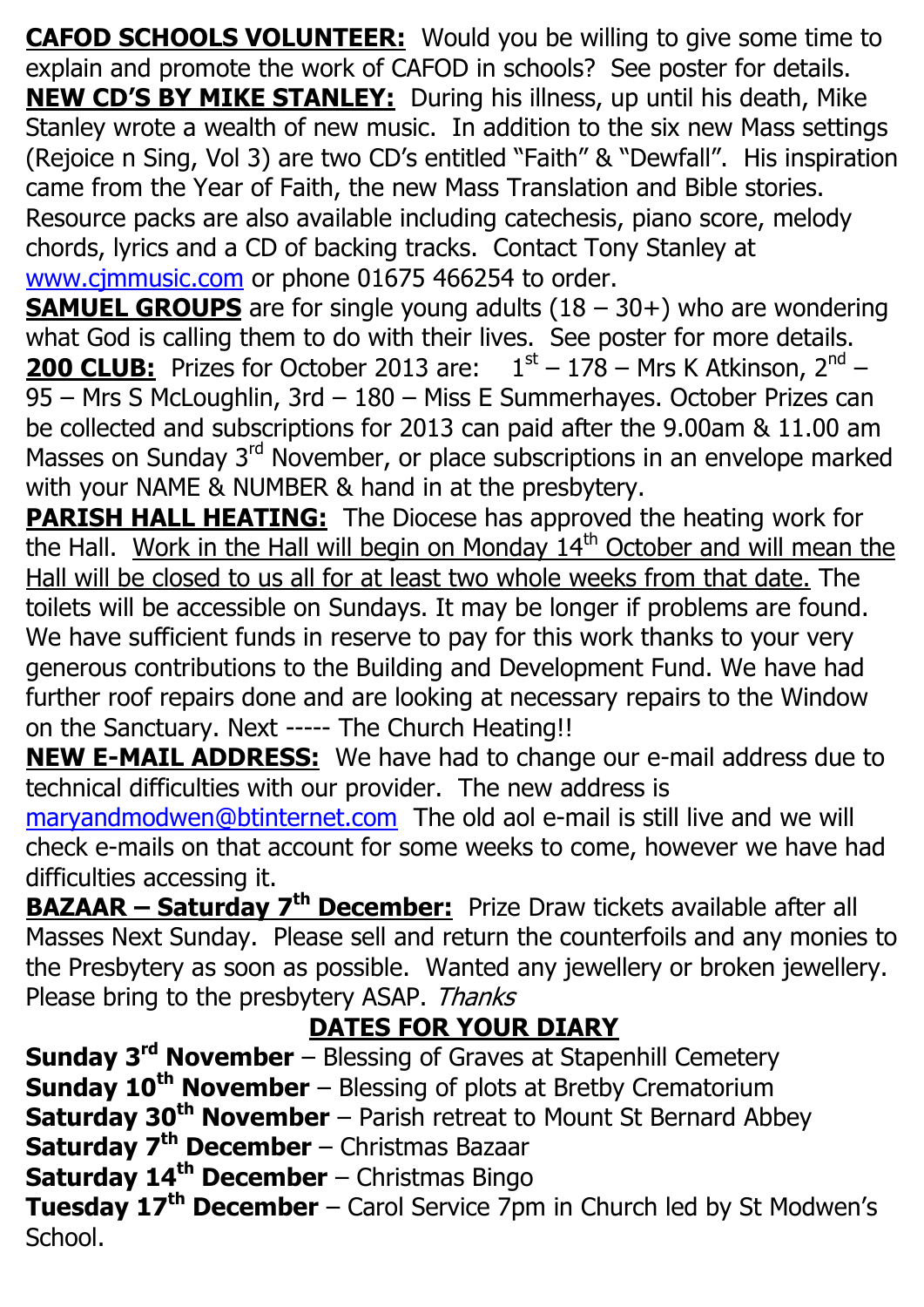**CAFOD SCHOOLS VOLUNTEER:** Would you be willing to give some time to explain and promote the work of CAFOD in schools? See poster for details.

**NEW CD'S BY MIKE STANLEY:** During his illness, up until his death, Mike Stanley wrote a wealth of new music. In addition to the six new Mass settings (Rejoice n Sing, Vol 3) are two CD's entitled "Faith" & "Dewfall". His inspiration came from the Year of Faith, the new Mass Translation and Bible stories. Resource packs are also available including catechesis, piano score, melody chords, lyrics and a CD of backing tracks. Contact Tony Stanley at www.cjmmusic.com or phone 01675 466254 to order.

**SAMUEL GROUPS** are for single young adults (18 – 30+) who are wondering what God is calling them to do with their lives. See poster for more details.

**200 CLUB:** Prizes for October 2013 are: 1st – 178 – Mrs K Atkinson, 2nd – 95 – Mrs S McLoughlin, 3rd – 180 – Miss E Summerhayes. October Prizes can be collected and subscriptions for 2013 can paid after the 9.00am & 11.00 am Masses on Sunday 3rd November, or place subscriptions in an envelope marked with your NAME & NUMBER & hand in at the presbytery.

**PARISH HALL HEATING:** The Diocese has approved the heating work for the Hall. Work in the Hall will begin on Monday 14th October and will mean the Hall will be closed to us all for at least two whole weeks from that date. The toilets will be accessible on Sundays. It may be longer if problems are found. We have sufficient funds in reserve to pay for this work thanks to your very generous contributions to the Building and Development Fund. We have had further roof repairs done and are looking at necessary repairs to the Window on the Sanctuary. Next ----- The Church Heating!!

**NEW E-MAIL ADDRESS:** We have had to change our e-mail address due to technical difficulties with our provider. The new address is maryandmodwen@btinternet.com The old aol e-mail is still live and we will check e-mails on that account for some weeks to come, however we have had difficulties accessing it.

**BAZAAR – Saturday 7th December:** Prize Draw tickets available after all Masses Next Sunday. Please sell and return the counterfoils and any monies to the Presbytery as soon as possible. Wanted any jewellery or broken jewellery. Please bring to the presbytery ASAP. *Thanks*

## DATES FOR YOUR DIARY

**Sunday 3rd November** – Blessing of Graves at Stapenhill Cemetery
**Sunday 10th November** – Blessing of plots at Bretby Crematorium
**Saturday 30th November** – Parish retreat to Mount St Bernard Abbey
**Saturday 7th December** – Christmas Bazaar
**Saturday 14th December** – Christmas Bingo
**Tuesday 17th December** – Carol Service 7pm in Church led by St Modwen's School.